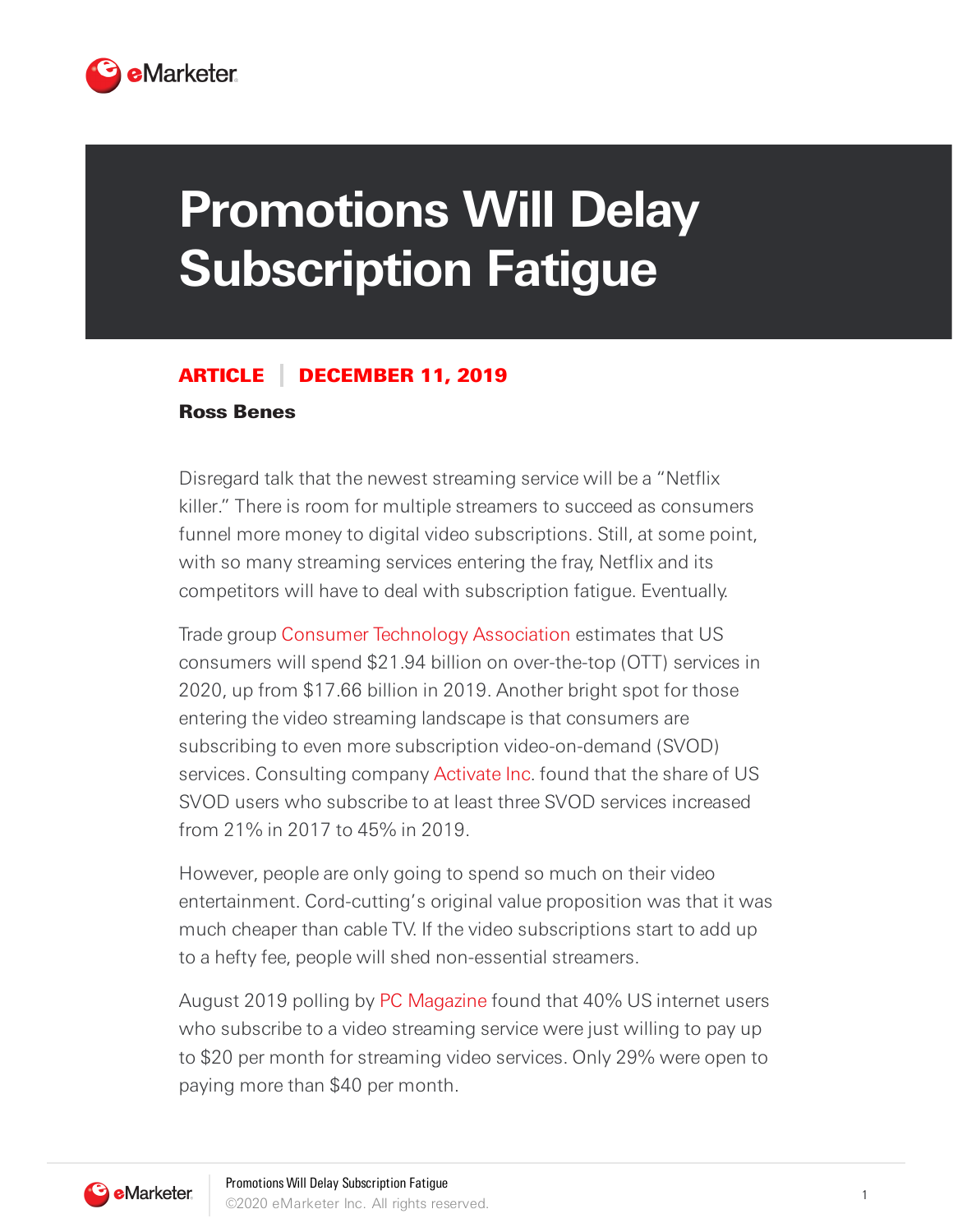# Promotions Will Delay Subscription Fatigue

**ARTICLE | DECEMBER 11, 2019**

**Ross Benes**

Disregard talk that the newest streaming service will be a "Netflix killer." There is room for multiple streamers to succeed as consumers funnel more money to digital video subscriptions. Still, at some point, with so many streaming services entering the fray, Netflix and its competitors will have to deal with subscription fatigue. Eventually.

Trade group Consumer Technology Association estimates that US consumers will spend $21.94 billion on over-the-top (OTT) services in 2020, up from $17.66 billion in 2019. Another bright spot for those entering the video streaming landscape is that consumers are subscribing to even more subscription video-on-demand (SVOD) services. Consulting company Activate Inc. found that the share of US SVOD users who subscribe to at least three SVOD services increased from 21% in 2017 to 45% in 2019.

However, people are only going to spend so much on their video entertainment. Cord-cutting's original value proposition was that it was much cheaper than cable TV. If the video subscriptions start to add up to a hefty fee, people will shed non-essential streamers.

August 2019 polling by PC Magazine found that 40% US internet users who subscribe to a video streaming service were just willing to pay up to $20 per month for streaming video services. Only 29% were open to paying more than $40 per month.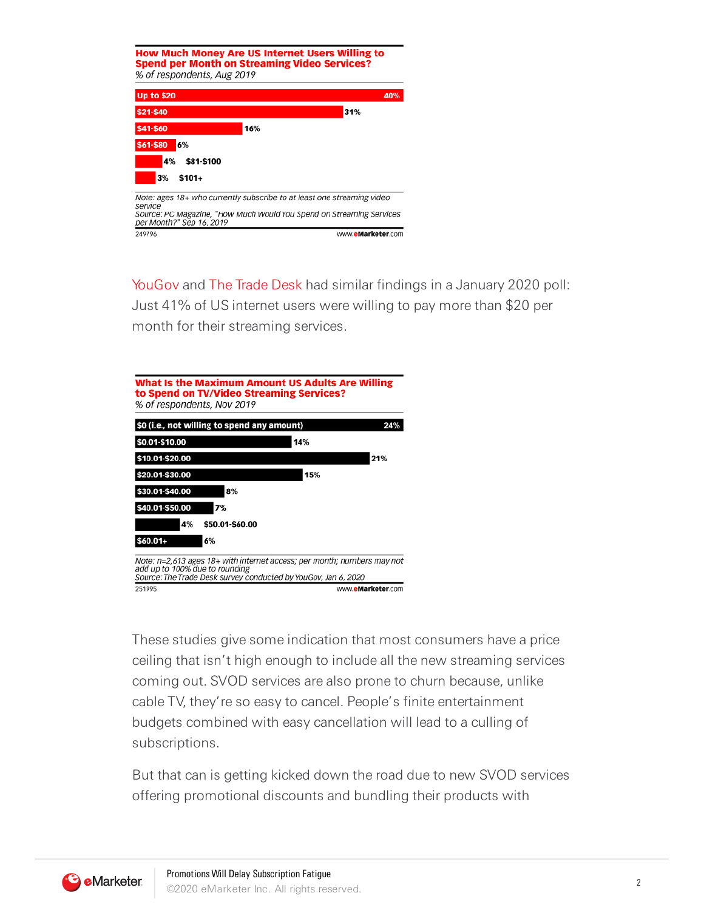**How Much Money Are US Internet Users Willing to Spend per Month on Streaming Video Services?**
*% of respondents, Aug 2019*

| Amount | % |
|---|---|
| Up to $20 | 40% |
| $21-$40 | 31% |
| $41-$60 | 16% |
| $61-$80 | 6% |
| $81-$100 | 4% |
| $101+ | 3% |

*Note: ages 18+ who currently subscribe to at least one streaming video service*
*Source: PC Magazine, "How Much Would You Spend on Streaming Services per Month?" Sep 16, 2019*

249796 www.eMarketer.com

YouGov and The Trade Desk had similar findings in a January 2020 poll: Just 41% of US internet users were willing to pay more than $20 per month for their streaming services.

**What Is the Maximum Amount US Adults Are Willing to Spend on TV/Video Streaming Services?**
*% of respondents, Nov 2019*

| Amount | % |
|---|---|
| $0 (i.e., not willing to spend any amount) | 24% |
| $0.01-$10.00 | 14% |
| $10.01-$20.00 | 21% |
| $20.01-$30.00 | 15% |
| $30.01-$40.00 | 8% |
| $40.01-$50.00 | 7% |
| $50.01-$60.00 | 4% |
| $60.01+ | 6% |

*Note: n=2,613 ages 18+ with internet access; per month; numbers may not add up to 100% due to rounding*
*Source: The Trade Desk survey conducted by YouGov, Jan 6, 2020*

251995 www.eMarketer.com

These studies give some indication that most consumers have a price ceiling that isn't high enough to include all the new streaming services coming out. SVOD services are also prone to churn because, unlike cable TV, they're so easy to cancel. People's finite entertainment budgets combined with easy cancellation will lead to a culling of subscriptions.

But that can is getting kicked down the road due to new SVOD services offering promotional discounts and bundling their products with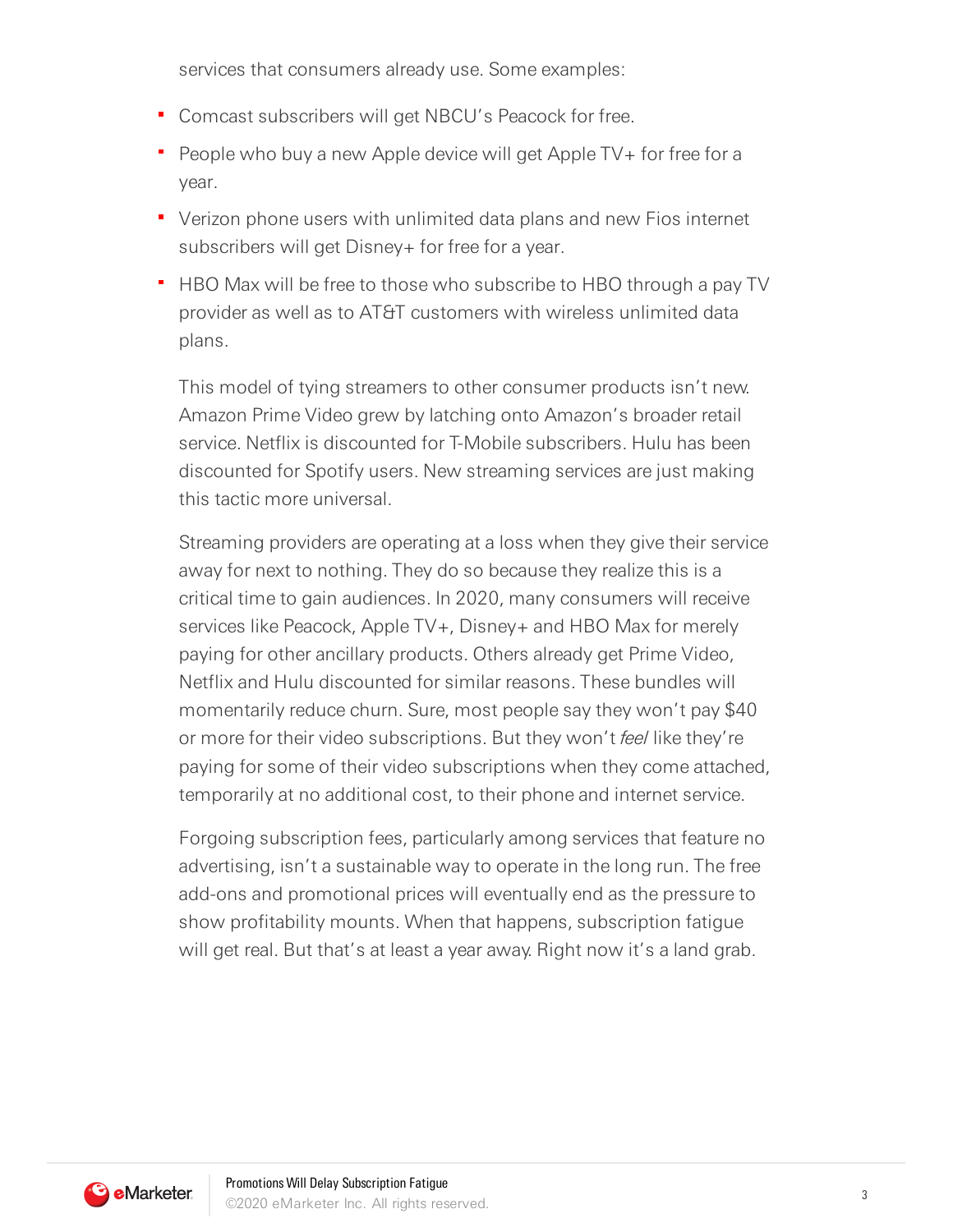services that consumers already use. Some examples:

- Comcast subscribers will get NBCU's Peacock for free.
- People who buy a new Apple device will get Apple TV+ for free for a year.
- Verizon phone users with unlimited data plans and new Fios internet subscribers will get Disney+ for free for a year.
- HBO Max will be free to those who subscribe to HBO through a pay TV provider as well as to AT&T customers with wireless unlimited data plans.

This model of tying streamers to other consumer products isn't new. Amazon Prime Video grew by latching onto Amazon's broader retail service. Netflix is discounted for T-Mobile subscribers. Hulu has been discounted for Spotify users. New streaming services are just making this tactic more universal.

Streaming providers are operating at a loss when they give their service away for next to nothing. They do so because they realize this is a critical time to gain audiences. In 2020, many consumers will receive services like Peacock, Apple TV+, Disney+ and HBO Max for merely paying for other ancillary products. Others already get Prime Video, Netflix and Hulu discounted for similar reasons. These bundles will momentarily reduce churn. Sure, most people say they won't pay $40 or more for their video subscriptions. But they won't *feel* like they're paying for some of their video subscriptions when they come attached, temporarily at no additional cost, to their phone and internet service.

Forgoing subscription fees, particularly among services that feature no advertising, isn't a sustainable way to operate in the long run. The free add-ons and promotional prices will eventually end as the pressure to show profitability mounts. When that happens, subscription fatigue will get real. But that's at least a year away. Right now it's a land grab.